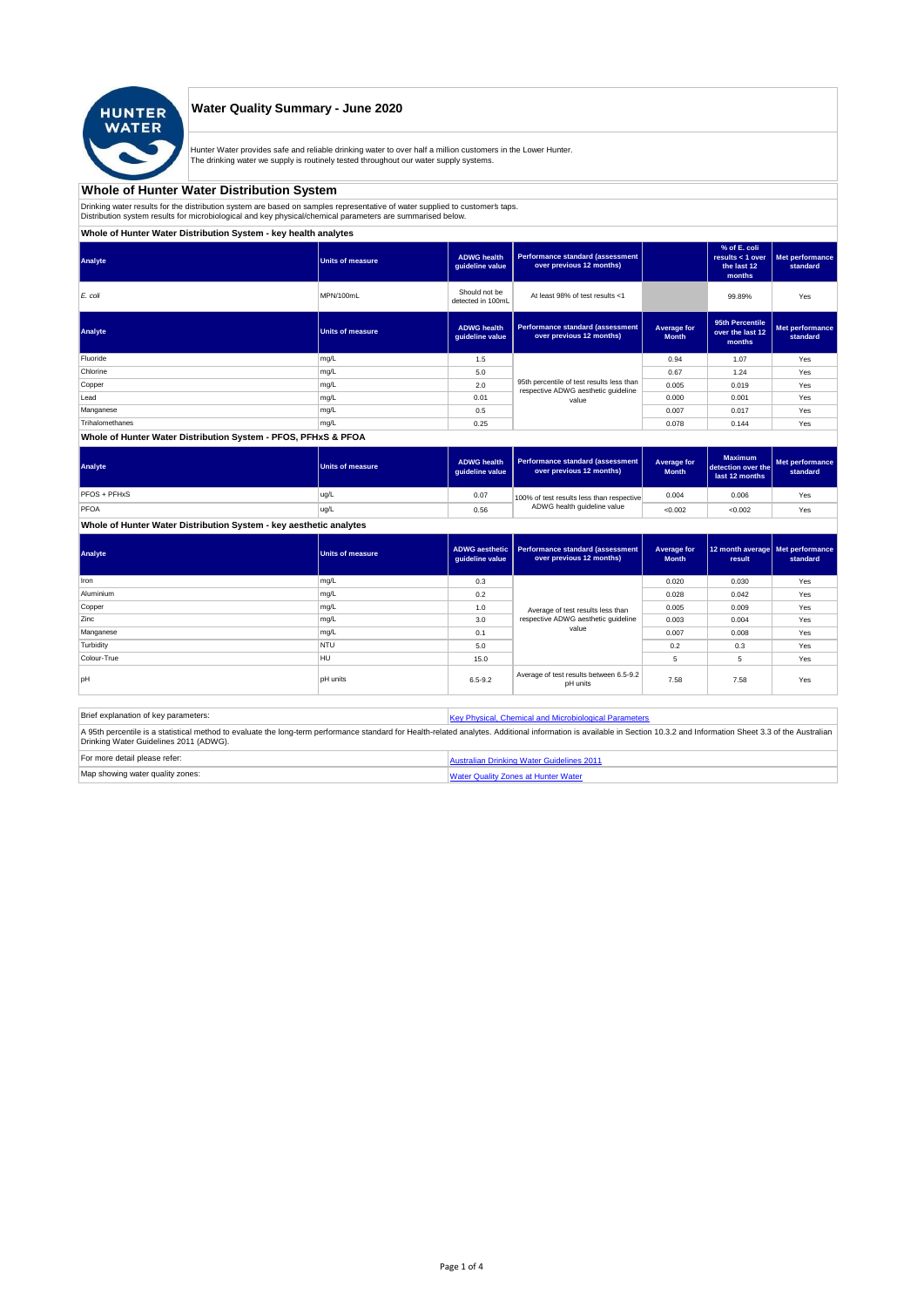# Water Quality Summary - June 2020

Hunter Water provides safe and reliable drinking water to over half a million customers in the Lower Hunter.
The drinking water we supply is routinely tested throughout our water supply systems.

## Whole of Hunter Water Distribution System

Drinking water results for the distribution system are based on samples representative of water supplied to customer's taps.
Distribution system results for microbiological and key physical/chemical parameters are summarised below.

### Whole of Hunter Water Distribution System - key health analytes

| Analyte | Units of measure | ADWG health guideline value | Performance standard (assessment over previous 12 months) | | % of E. coli results < 1 over the last 12 months | Met performance standard |
|---|---|---|---|---|---|---|
| *E. coli* | MPN/100mL | Should not be detected in 100mL | At least 98% of test results <1 | | 99.89% | Yes |

| Analyte | Units of measure | ADWG health guideline value | Performance standard (assessment over previous 12 months) | Average for Month | 95th Percentile over the last 12 months | Met performance standard |
|---|---|---|---|---|---|---|
| Fluoride | mg/L | 1.5 | 95th percentile of test results less than respective ADWG aesthetic guideline value | 0.94 | 1.07 | Yes |
| Chlorine | mg/L | 5.0 | | 0.67 | 1.24 | Yes |
| Copper | mg/L | 2.0 | | 0.005 | 0.019 | Yes |
| Lead | mg/L | 0.01 | | 0.000 | 0.001 | Yes |
| Manganese | mg/L | 0.5 | | 0.007 | 0.017 | Yes |
| Trihalomethanes | mg/L | 0.25 | | 0.078 | 0.144 | Yes |

### Whole of Hunter Water Distribution System - PFOS, PFHxS & PFOA

| Analyte | Units of measure | ADWG health guideline value | Performance standard (assessment over previous 12 months) | Average for Month | Maximum detection over the last 12 months | Met performance standard |
|---|---|---|---|---|---|---|
| PFOS + PFHxS | ug/L | 0.07 | 100% of test results less than respective ADWG health guideline value | 0.004 | 0.006 | Yes |
| PFOA | ug/L | 0.56 | | <0.002 | <0.002 | Yes |

### Whole of Hunter Water Distribution System - key aesthetic analytes

| Analyte | Units of measure | ADWG aesthetic guideline value | Performance standard (assessment over previous 12 months) | Average for Month | 12 month average result | Met performance standard |
|---|---|---|---|---|---|---|
| Iron | mg/L | 0.3 | Average of test results less than respective ADWG aesthetic guideline value | 0.020 | 0.030 | Yes |
| Aluminium | mg/L | 0.2 | | 0.028 | 0.042 | Yes |
| Copper | mg/L | 1.0 | | 0.005 | 0.009 | Yes |
| Zinc | mg/L | 3.0 | | 0.003 | 0.004 | Yes |
| Manganese | mg/L | 0.1 | | 0.007 | 0.008 | Yes |
| Turbidity | NTU | 5.0 | | 0.2 | 0.3 | Yes |
| Colour-True | HU | 15.0 | | 5 | 5 | Yes |
| pH | pH units | 6.5-9.2 | Average of test results between 6.5-9.2 pH units | 7.58 | 7.58 | Yes |

| | |
|---|---|
| Brief explanation of key parameters: | Key Physical, Chemical and Microbiological Parameters |
| A 95th percentile is a statistical method to evaluate the long-term performance standard for Health-related analytes. Additional information is available in Section 10.3.2 and Information Sheet 3.3 of the Australian Drinking Water Guidelines 2011 (ADWG). | |
| For more detail please refer: | Australian Drinking Water Guidelines 2011 |
| Map showing water quality zones: | Water Quality Zones at Hunter Water |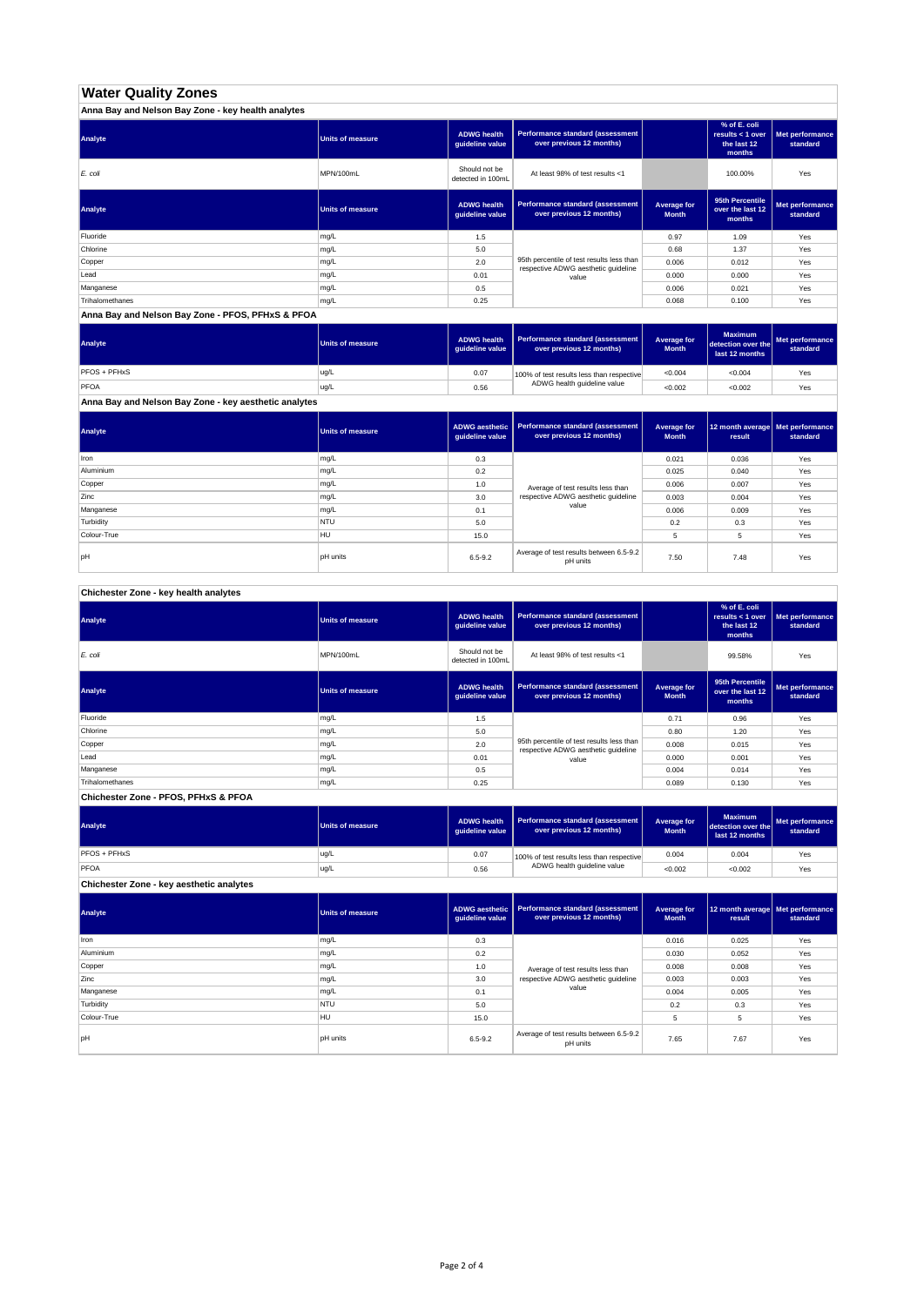# Water Quality Zones

## Anna Bay and Nelson Bay Zone - key health analytes

| Analyte | Units of measure | ADWG health guideline value | Performance standard (assessment over previous 12 months) | | % of E. coli results < 1 over the last 12 months | Met performance standard |
|---|---|---|---|---|---|---|
| *E. coli* | MPN/100mL | Should not be detected in 100mL | At least 98% of test results <1 | | 100.00% | Yes |

| Analyte | Units of measure | ADWG health guideline value | Performance standard (assessment over previous 12 months) | Average for Month | 95th Percentile over the last 12 months | Met performance standard |
|---|---|---|---|---|---|---|
| Fluoride | mg/L | 1.5 | 95th percentile of test results less than respective ADWG aesthetic guideline value | 0.97 | 1.09 | Yes |
| Chlorine | mg/L | 5.0 | | 0.68 | 1.37 | Yes |
| Copper | mg/L | 2.0 | | 0.006 | 0.012 | Yes |
| Lead | mg/L | 0.01 | | 0.000 | 0.000 | Yes |
| Manganese | mg/L | 0.5 | | 0.006 | 0.021 | Yes |
| Trihalomethanes | mg/L | 0.25 | | 0.068 | 0.100 | Yes |

## Anna Bay and Nelson Bay Zone - PFOS, PFHxS & PFOA

| Analyte | Units of measure | ADWG health guideline value | Performance standard (assessment over previous 12 months) | Average for Month | Maximum detection over the last 12 months | Met performance standard |
|---|---|---|---|---|---|---|
| PFOS + PFHxS | ug/L | 0.07 | 100% of test results less than respective ADWG health guideline value | <0.004 | <0.004 | Yes |
| PFOA | ug/L | 0.56 | | <0.002 | <0.002 | Yes |

## Anna Bay and Nelson Bay Zone - key aesthetic analytes

| Analyte | Units of measure | ADWG aesthetic guideline value | Performance standard (assessment over previous 12 months) | Average for Month | 12 month average result | Met performance standard |
|---|---|---|---|---|---|---|
| Iron | mg/L | 0.3 | Average of test results less than respective ADWG aesthetic guideline value | 0.021 | 0.036 | Yes |
| Aluminium | mg/L | 0.2 | | 0.025 | 0.040 | Yes |
| Copper | mg/L | 1.0 | | 0.006 | 0.007 | Yes |
| Zinc | mg/L | 3.0 | | 0.003 | 0.004 | Yes |
| Manganese | mg/L | 0.1 | | 0.006 | 0.009 | Yes |
| Turbidity | NTU | 5.0 | | 0.2 | 0.3 | Yes |
| Colour-True | HU | 15.0 | | 5 | 5 | Yes |
| pH | pH units | 6.5-9.2 | Average of test results between 6.5-9.2 pH units | 7.50 | 7.48 | Yes |

## Chichester Zone - key health analytes

| Analyte | Units of measure | ADWG health guideline value | Performance standard (assessment over previous 12 months) | | % of E. coli results < 1 over the last 12 months | Met performance standard |
|---|---|---|---|---|---|---|
| *E. coli* | MPN/100mL | Should not be detected in 100mL | At least 98% of test results <1 | | 99.58% | Yes |

| Analyte | Units of measure | ADWG health guideline value | Performance standard (assessment over previous 12 months) | Average for Month | 95th Percentile over the last 12 months | Met performance standard |
|---|---|---|---|---|---|---|
| Fluoride | mg/L | 1.5 | 95th percentile of test results less than respective ADWG aesthetic guideline value | 0.71 | 0.96 | Yes |
| Chlorine | mg/L | 5.0 | | 0.80 | 1.20 | Yes |
| Copper | mg/L | 2.0 | | 0.008 | 0.015 | Yes |
| Lead | mg/L | 0.01 | | 0.000 | 0.001 | Yes |
| Manganese | mg/L | 0.5 | | 0.004 | 0.014 | Yes |
| Trihalomethanes | mg/L | 0.25 | | 0.089 | 0.130 | Yes |

## Chichester Zone - PFOS, PFHxS & PFOA

| Analyte | Units of measure | ADWG health guideline value | Performance standard (assessment over previous 12 months) | Average for Month | Maximum detection over the last 12 months | Met performance standard |
|---|---|---|---|---|---|---|
| PFOS + PFHxS | ug/L | 0.07 | 100% of test results less than respective ADWG health guideline value | 0.004 | 0.004 | Yes |
| PFOA | ug/L | 0.56 | | <0.002 | <0.002 | Yes |

## Chichester Zone - key aesthetic analytes

| Analyte | Units of measure | ADWG aesthetic guideline value | Performance standard (assessment over previous 12 months) | Average for Month | 12 month average result | Met performance standard |
|---|---|---|---|---|---|---|
| Iron | mg/L | 0.3 | Average of test results less than respective ADWG aesthetic guideline value | 0.016 | 0.025 | Yes |
| Aluminium | mg/L | 0.2 | | 0.030 | 0.052 | Yes |
| Copper | mg/L | 1.0 | | 0.008 | 0.008 | Yes |
| Zinc | mg/L | 3.0 | | 0.003 | 0.003 | Yes |
| Manganese | mg/L | 0.1 | | 0.004 | 0.005 | Yes |
| Turbidity | NTU | 5.0 | | 0.2 | 0.3 | Yes |
| Colour-True | HU | 15.0 | | 5 | 5 | Yes |
| pH | pH units | 6.5-9.2 | Average of test results between 6.5-9.2 pH units | 7.65 | 7.67 | Yes |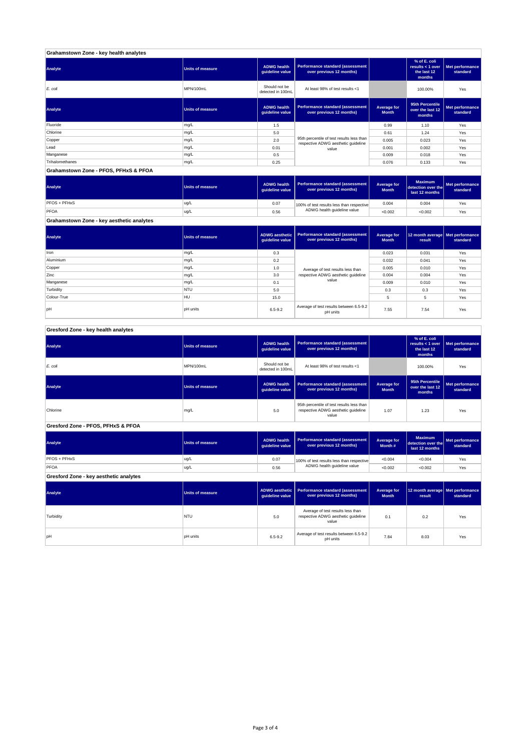## Grahamstown Zone - key health analytes

| Analyte | Units of measure | ADWG health guideline value | Performance standard (assessment over previous 12 months) | | % of E. coli results < 1 over the last 12 months | Met performance standard |
|---|---|---|---|---|---|---|
| *E. coli* | MPN/100mL | Should not be detected in 100mL | At least 98% of test results <1 | | 100.00% | Yes |

| Analyte | Units of measure | ADWG health guideline value | Performance standard (assessment over previous 12 months) | Average for Month | 95th Percentile over the last 12 months | Met performance standard |
|---|---|---|---|---|---|---|
| Fluoride | mg/L | 1.5 | 95th percentile of test results less than respective ADWG aesthetic guideline value | 0.99 | 1.10 | Yes |
| Chlorine | mg/L | 5.0 | | 0.61 | 1.24 | Yes |
| Copper | mg/L | 2.0 | | 0.005 | 0.023 | Yes |
| Lead | mg/L | 0.01 | | 0.001 | 0.002 | Yes |
| Manganese | mg/L | 0.5 | | 0.009 | 0.018 | Yes |
| Trihalomethanes | mg/L | 0.25 | | 0.076 | 0.133 | Yes |

## Grahamstown Zone - PFOS, PFHxS & PFOA

| Analyte | Units of measure | ADWG health guideline value | Performance standard (assessment over previous 12 months) | Average for Month | Maximum detection over the last 12 months | Met performance standard |
|---|---|---|---|---|---|---|
| PFOS + PFHxS | ug/L | 0.07 | 100% of test results less than respective ADWG health guideline value | 0.004 | 0.004 | Yes |
| PFOA | ug/L | 0.56 | | <0.002 | <0.002 | Yes |

## Grahamstown Zone - key aesthetic analytes

| Analyte | Units of measure | ADWG aesthetic guideline value | Performance standard (assessment over previous 12 months) | Average for Month | 12 month average result | Met performance standard |
|---|---|---|---|---|---|---|
| Iron | mg/L | 0.3 | Average of test results less than respective ADWG aesthetic guideline value | 0.023 | 0.031 | Yes |
| Aluminium | mg/L | 0.2 | | 0.032 | 0.041 | Yes |
| Copper | mg/L | 1.0 | | 0.005 | 0.010 | Yes |
| Zinc | mg/L | 3.0 | | 0.004 | 0.004 | Yes |
| Manganese | mg/L | 0.1 | | 0.009 | 0.010 | Yes |
| Turbidity | NTU | 5.0 | | 0.3 | 0.3 | Yes |
| Colour-True | HU | 15.0 | | 5 | 5 | Yes |
| pH | pH units | 6.5-9.2 | Average of test results between 6.5-9.2 pH units | 7.55 | 7.54 | Yes |

## Gresford Zone - key health analytes

| Analyte | Units of measure | ADWG health guideline value | Performance standard (assessment over previous 12 months) | | % of E. coli results < 1 over the last 12 months | Met performance standard |
|---|---|---|---|---|---|---|
| *E. coli* | MPN/100mL | Should not be detected in 100mL | At least 98% of test results <1 | | 100.00% | Yes |

| Analyte | Units of measure | ADWG health guideline value | Performance standard (assessment over previous 12 months) | Average for Month | 95th Percentile over the last 12 months | Met performance standard |
|---|---|---|---|---|---|---|
| Chlorine | mg/L | 5.0 | 95th percentile of test results less than respective ADWG aesthetic guideline value | 1.07 | 1.23 | Yes |

## Gresford Zone - PFOS, PFHxS & PFOA

| Analyte | Units of measure | ADWG health guideline value | Performance standard (assessment over previous 12 months) | Average for Month # | Maximum detection over the last 12 months | Met performance standard |
|---|---|---|---|---|---|---|
| PFOS + PFHxS | ug/L | 0.07 | 100% of test results less than respective ADWG health guideline value | <0.004 | <0.004 | Yes |
| PFOA | ug/L | 0.56 | | <0.002 | <0.002 | Yes |

## Gresford Zone - key aesthetic analytes

| Analyte | Units of measure | ADWG aesthetic guideline value | Performance standard (assessment over previous 12 months) | Average for Month | 12 month average result | Met performance standard |
|---|---|---|---|---|---|---|
| Turbidity | NTU | 5.0 | Average of test results less than respective ADWG aesthetic guideline value | 0.1 | 0.2 | Yes |
| pH | pH units | 6.5-9.2 | Average of test results between 6.5-9.2 pH units | 7.84 | 8.03 | Yes |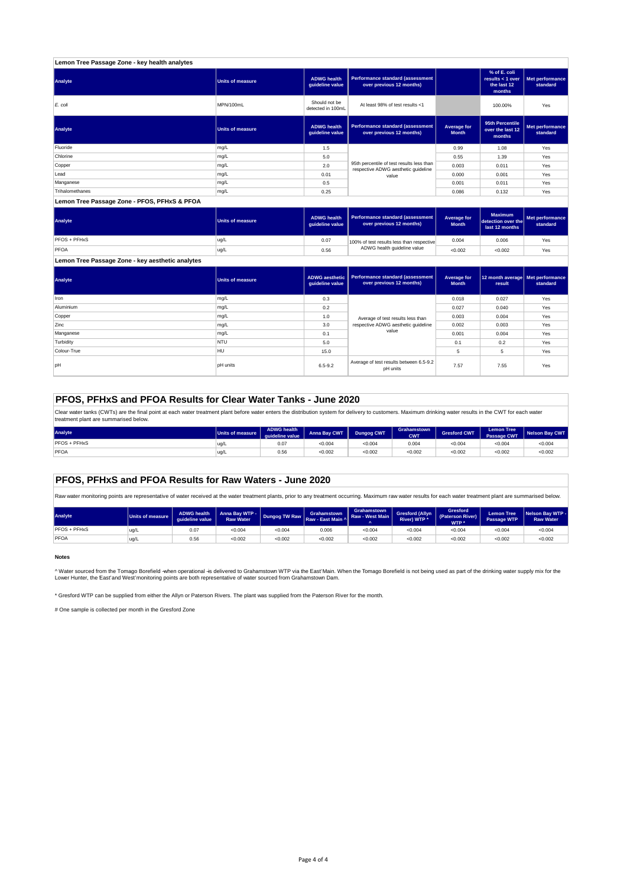### Lemon Tree Passage Zone - key health analytes

| Analyte | Units of measure | ADWG health guideline value | Performance standard (assessment over previous 12 months) | | % of E. coli results < 1 over the last 12 months | Met performance standard |
|---|---|---|---|---|---|---|
| *E. coli* | MPN/100mL | Should not be detected in 100mL | At least 98% of test results <1 | | 100.00% | Yes |

| Analyte | Units of measure | ADWG health guideline value | Performance standard (assessment over previous 12 months) | Average for Month | 95th Percentile over the last 12 months | Met performance standard |
|---|---|---|---|---|---|---|
| Fluoride | mg/L | 1.5 | 95th percentile of test results less than respective ADWG aesthetic guideline value | 0.99 | 1.08 | Yes |
| Chlorine | mg/L | 5.0 | | 0.55 | 1.39 | Yes |
| Copper | mg/L | 2.0 | | 0.003 | 0.011 | Yes |
| Lead | mg/L | 0.01 | | 0.000 | 0.001 | Yes |
| Manganese | mg/L | 0.5 | | 0.001 | 0.011 | Yes |
| Trihalomethanes | mg/L | 0.25 | | 0.086 | 0.132 | Yes |

### Lemon Tree Passage Zone - PFOS, PFHxS & PFOA

| Analyte | Units of measure | ADWG health guideline value | Performance standard (assessment over previous 12 months) | Average for Month | Maximum detection over the last 12 months | Met performance standard |
|---|---|---|---|---|---|---|
| PFOS + PFHxS | ug/L | 0.07 | 100% of test results less than respective ADWG health guideline value | 0.004 | 0.006 | Yes |
| PFOA | ug/L | 0.56 | | <0.002 | <0.002 | Yes |

### Lemon Tree Passage Zone - key aesthetic analytes

| Analyte | Units of measure | ADWG aesthetic guideline value | Performance standard (assessment over previous 12 months) | Average for Month | 12 month average result | Met performance standard |
|---|---|---|---|---|---|---|
| Iron | mg/L | 0.3 | Average of test results less than respective ADWG aesthetic guideline value | 0.018 | 0.027 | Yes |
| Aluminium | mg/L | 0.2 | | 0.027 | 0.040 | Yes |
| Copper | mg/L | 1.0 | | 0.003 | 0.004 | Yes |
| Zinc | mg/L | 3.0 | | 0.002 | 0.003 | Yes |
| Manganese | mg/L | 0.1 | | 0.001 | 0.004 | Yes |
| Turbidity | NTU | 5.0 | | 0.1 | 0.2 | Yes |
| Colour-True | HU | 15.0 | | 5 | 5 | Yes |
| pH | pH units | 6.5-9.2 | Average of test results between 6.5-9.2 pH units | 7.57 | 7.55 | Yes |

## PFOS, PFHxS and PFOA Results for Clear Water Tanks - June 2020

Clear water tanks (CWTs) are the final point at each water treatment plant before water enters the distribution system for delivery to customers. Maximum drinking water results in the CWT for each water treatment plant are summarised below.

| Analyte | Units of measure | ADWG health guideline value | Anna Bay CWT | Dungog CWT | Grahamstown CWT | Gresford CWT | Lemon Tree Passage CWT | Nelson Bay CWT |
|---|---|---|---|---|---|---|---|---|
| PFOS + PFHxS | ug/L | 0.07 | <0.004 | <0.004 | 0.004 | <0.004 | <0.004 | <0.004 |
| PFOA | ug/L | 0.56 | <0.002 | <0.002 | <0.002 | <0.002 | <0.002 | <0.002 |

## PFOS, PFHxS and PFOA Results for Raw Waters - June 2020

Raw water monitoring points are representative of water received at the water treatment plants, prior to any treatment occurring. Maximum raw water results for each water treatment plant are summarised below.

| Analyte | Units of measure | ADWG health guideline value | Anna Bay WTP - Raw Water | Dungog TW Raw | Grahamstown Raw - East Main ^ | Grahamstown Raw - West Main ^ | Gresford (Allyn River) WTP * | Gresford (Paterson River) WTP * | Lemon Tree Passage WTP | Nelson Bay WTP - Raw Water |
|---|---|---|---|---|---|---|---|---|---|---|
| PFOS + PFHxS | ug/L | 0.07 | <0.004 | <0.004 | 0.006 | <0.004 | <0.004 | <0.004 | <0.004 | <0.004 |
| PFOA | ug/L | 0.56 | <0.002 | <0.002 | <0.002 | <0.002 | <0.002 | <0.002 | <0.002 | <0.002 |

**Notes**

^ Water sourced from the Tomago Borefield -when operational -is delivered to Grahamstown WTP via the East'Main. When the Tomago Borefield is not being used as part of the drinking water supply mix for the Lower Hunter, the East'and West'monitoring points are both representative of water sourced from Grahamstown Dam.

* Gresford WTP can be supplied from either the Allyn or Paterson Rivers. The plant was supplied from the Paterson River for the month.

# One sample is collected per month in the Gresford Zone